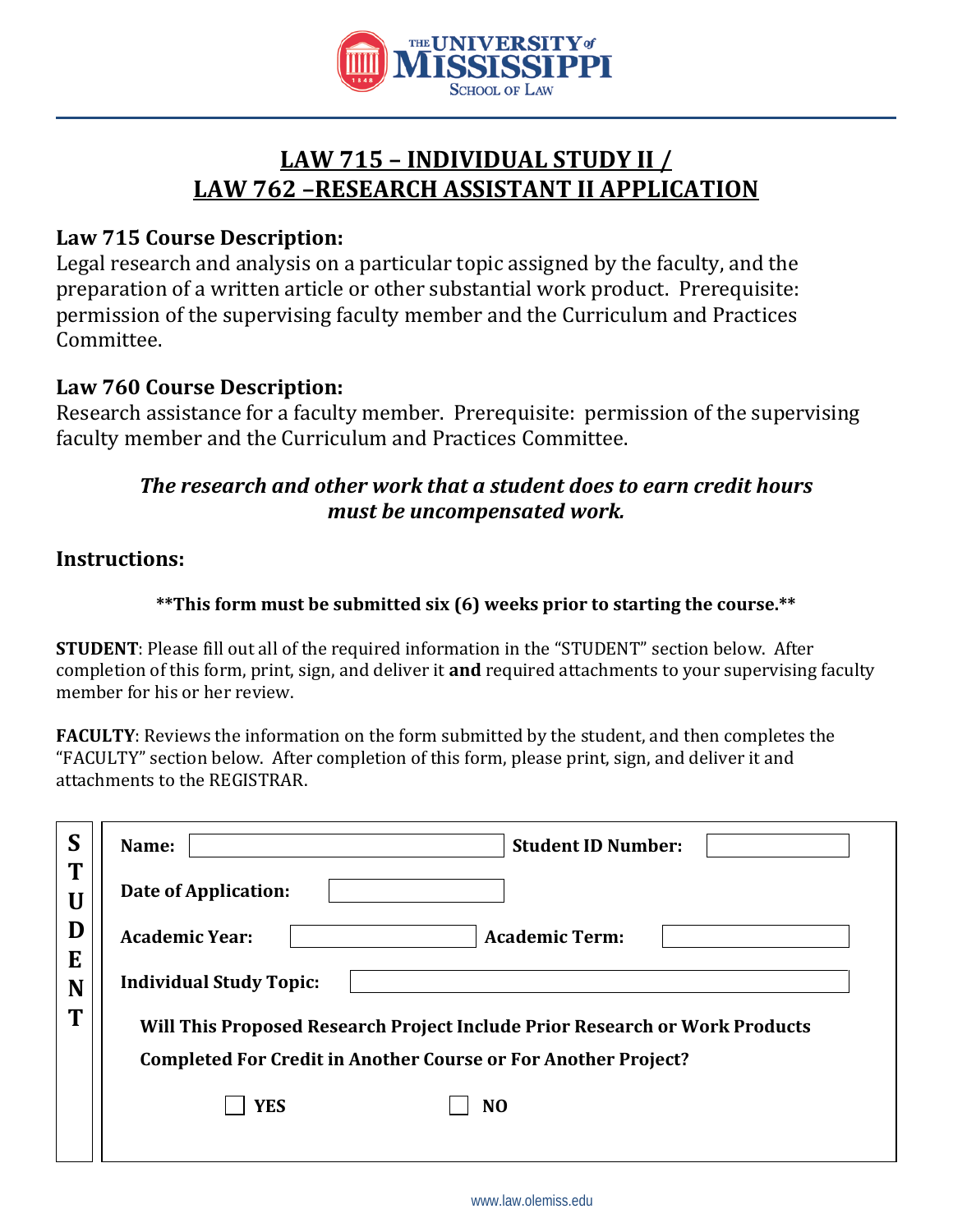THE UNIVERSITY of MISSISSIPPI
SCHOOL OF LAW

# LAW 715 – INDIVIDUAL STUDY II / LAW 762 –RESEARCH ASSISTANT II APPLICATION

## Law 715 Course Description:

Legal research and analysis on a particular topic assigned by the faculty, and the preparation of a written article or other substantial work product. Prerequisite: permission of the supervising faculty member and the Curriculum and Practices Committee.

## Law 760 Course Description:

Research assistance for a faculty member. Prerequisite: permission of the supervising faculty member and the Curriculum and Practices Committee.

***The research and other work that a student does to earn credit hours must be uncompensated work.***

## Instructions:

**\*\*This form must be submitted six (6) weeks prior to starting the course.\*\***

**STUDENT**: Please fill out all of the required information in the "STUDENT" section below. After completion of this form, print, sign, and deliver it **and** required attachments to your supervising faculty member for his or her review.

**FACULTY**: Reviews the information on the form submitted by the student, and then completes the "FACULTY" section below. After completion of this form, please print, sign, and deliver it and attachments to the REGISTRAR.

**STUDENT**

**Name:** ______________________ **Student ID Number:** ______________

**Date of Application:** ______________

**Academic Year:** ______________ **Academic Term:** ______________

**Individual Study Topic:** ______________________________

**Will This Proposed Research Project Include Prior Research or Work Products Completed For Credit in Another Course or For Another Project?**

☐ **YES** ☐ **NO**

www.law.olemiss.edu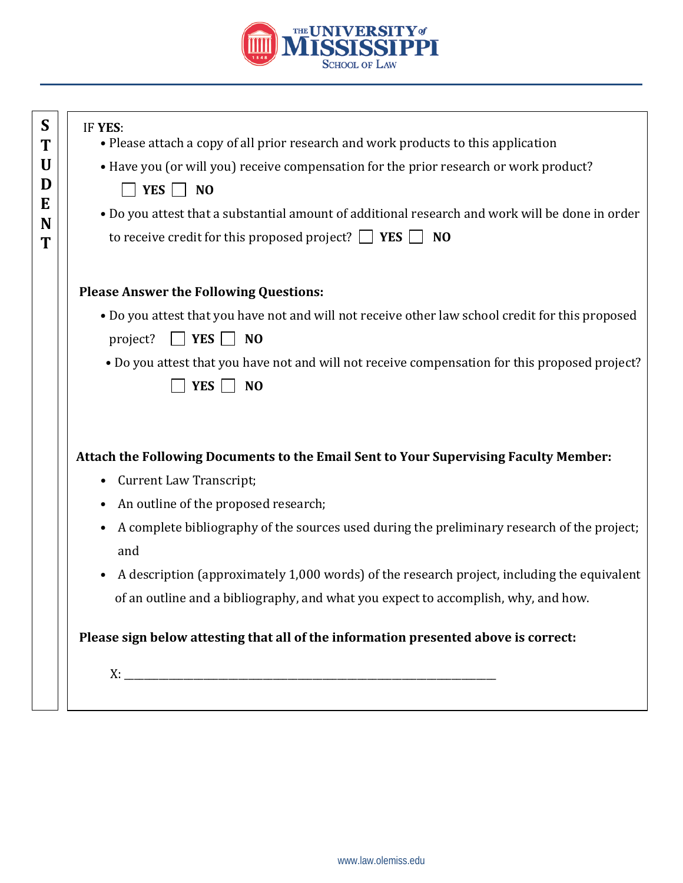**STUDENT**

IF **YES**:

- Please attach a copy of all prior research and work products to this application
- Have you (or will you) receive compensation for the prior research or work product?

  ☐ **YES** ☐ **NO**

- Do you attest that a substantial amount of additional research and work will be done in order to receive credit for this proposed project? ☐ **YES** ☐ **NO**

**Please Answer the Following Questions:**

- Do you attest that you have not and will not receive other law school credit for this proposed project? ☐ **YES** ☐ **NO**
- Do you attest that you have not and will not receive compensation for this proposed project?

  ☐ **YES** ☐ **NO**

**Attach the Following Documents to the Email Sent to Your Supervising Faculty Member:**

- Current Law Transcript;
- An outline of the proposed research;
- A complete bibliography of the sources used during the preliminary research of the project; and
- A description (approximately 1,000 words) of the research project, including the equivalent of an outline and a bibliography, and what you expect to accomplish, why, and how.

**Please sign below attesting that all of the information presented above is correct:**

X: ____________________________________________________________________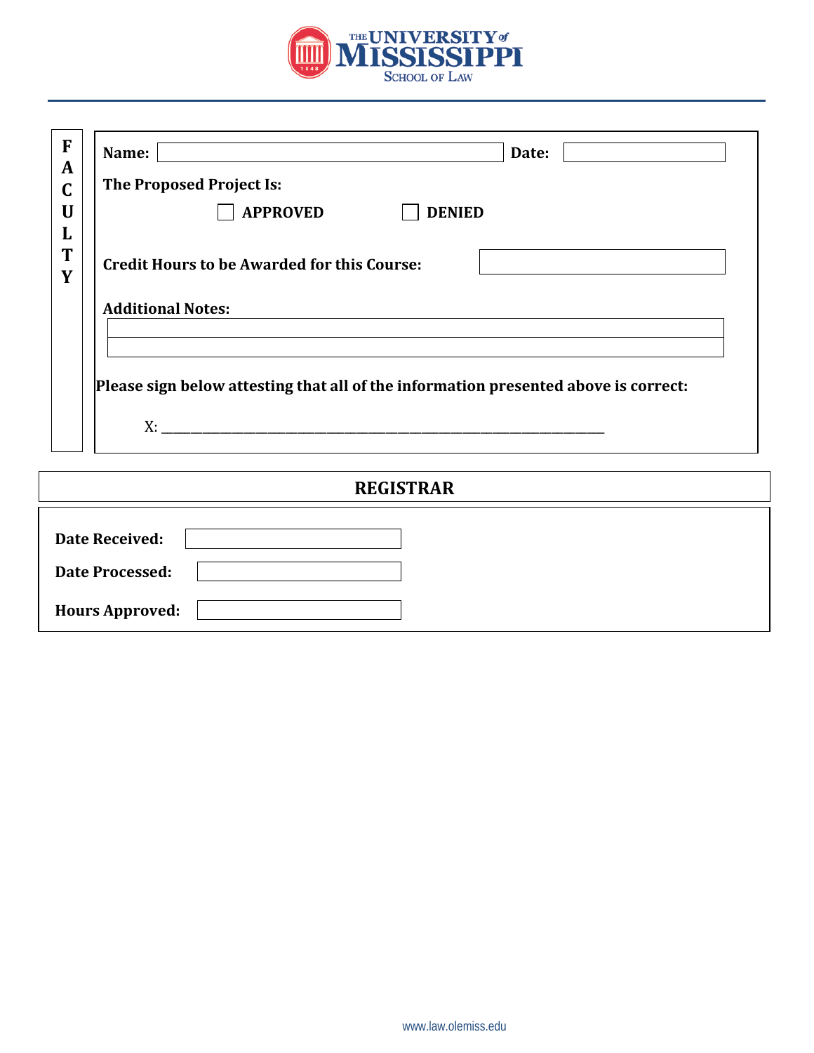THE UNIVERSITY of MISSISSIPPI
SCHOOL OF LAW

## FACULTY

**Name:** ______________________ **Date:** ______________

**The Proposed Project Is:**

☐ **APPROVED** ☐ **DENIED**

**Credit Hours to be Awarded for this Course:** ______________

**Additional Notes:**

______________________________________________

______________________________________________

**Please sign below attesting that all of the information presented above is correct:**

X: ________________________________________________________________

## REGISTRAR

**Date Received:** ______________

**Date Processed:** ______________

**Hours Approved:** ______________

www.law.olemiss.edu